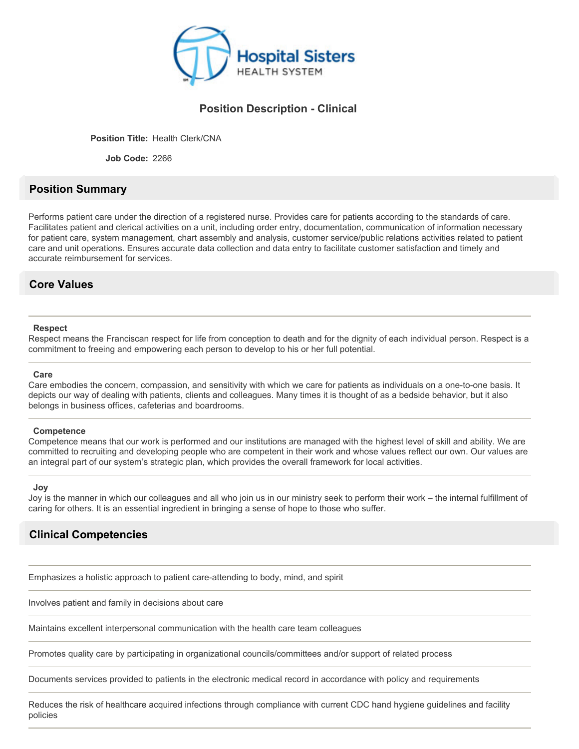Hospital Sisters HEALTH SYSTEM

# Position Description - Clinical

**Position Title:** Health Clerk/CNA

**Job Code:** 2266

## Position Summary

Performs patient care under the direction of a registered nurse. Provides care for patients according to the standards of care. Facilitates patient and clerical activities on a unit, including order entry, documentation, communication of information necessary for patient care, system management, chart assembly and analysis, customer service/public relations activities related to patient care and unit operations. Ensures accurate data collection and data entry to facilitate customer satisfaction and timely and accurate reimbursement for services.

## Core Values

**Respect**

Respect means the Franciscan respect for life from conception to death and for the dignity of each individual person. Respect is a commitment to freeing and empowering each person to develop to his or her full potential.

**Care**

Care embodies the concern, compassion, and sensitivity with which we care for patients as individuals on a one-to-one basis. It depicts our way of dealing with patients, clients and colleagues. Many times it is thought of as a bedside behavior, but it also belongs in business offices, cafeterias and boardrooms.

**Competence**

Competence means that our work is performed and our institutions are managed with the highest level of skill and ability. We are committed to recruiting and developing people who are competent in their work and whose values reflect our own. Our values are an integral part of our system's strategic plan, which provides the overall framework for local activities.

**Joy**

Joy is the manner in which our colleagues and all who join us in our ministry seek to perform their work – the internal fulfillment of caring for others. It is an essential ingredient in bringing a sense of hope to those who suffer.

## Clinical Competencies

Emphasizes a holistic approach to patient care-attending to body, mind, and spirit

Involves patient and family in decisions about care

Maintains excellent interpersonal communication with the health care team colleagues

Promotes quality care by participating in organizational councils/committees and/or support of related process

Documents services provided to patients in the electronic medical record in accordance with policy and requirements

Reduces the risk of healthcare acquired infections through compliance with current CDC hand hygiene guidelines and facility policies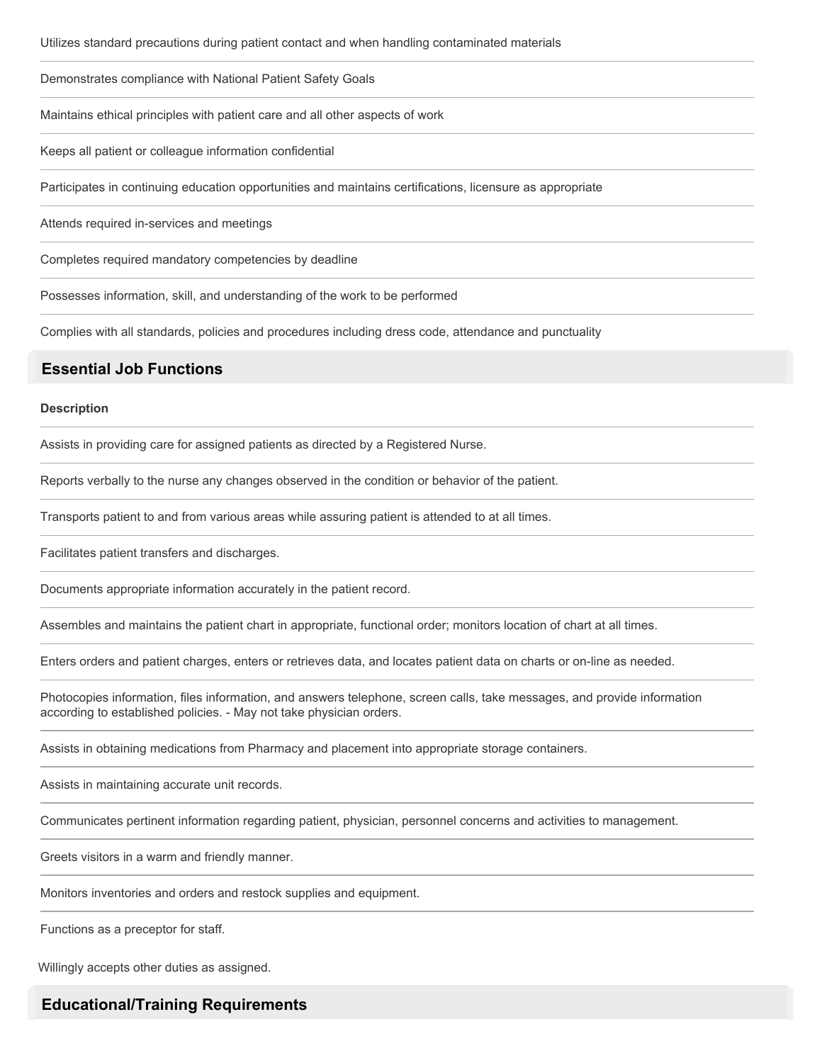Utilizes standard precautions during patient contact and when handling contaminated materials

Demonstrates compliance with National Patient Safety Goals

Maintains ethical principles with patient care and all other aspects of work

Keeps all patient or colleague information confidential

Participates in continuing education opportunities and maintains certifications, licensure as appropriate

Attends required in-services and meetings

Completes required mandatory competencies by deadline

Possesses information, skill, and understanding of the work to be performed

Complies with all standards, policies and procedures including dress code, attendance and punctuality

## Essential Job Functions

**Description**

Assists in providing care for assigned patients as directed by a Registered Nurse.

Reports verbally to the nurse any changes observed in the condition or behavior of the patient.

Transports patient to and from various areas while assuring patient is attended to at all times.

Facilitates patient transfers and discharges.

Documents appropriate information accurately in the patient record.

Assembles and maintains the patient chart in appropriate, functional order; monitors location of chart at all times.

Enters orders and patient charges, enters or retrieves data, and locates patient data on charts or on-line as needed.

Photocopies information, files information, and answers telephone, screen calls, take messages, and provide information according to established policies. - May not take physician orders.

Assists in obtaining medications from Pharmacy and placement into appropriate storage containers.

Assists in maintaining accurate unit records.

Communicates pertinent information regarding patient, physician, personnel concerns and activities to management.

Greets visitors in a warm and friendly manner.

Monitors inventories and orders and restock supplies and equipment.

Functions as a preceptor for staff.

Willingly accepts other duties as assigned.

## Educational/Training Requirements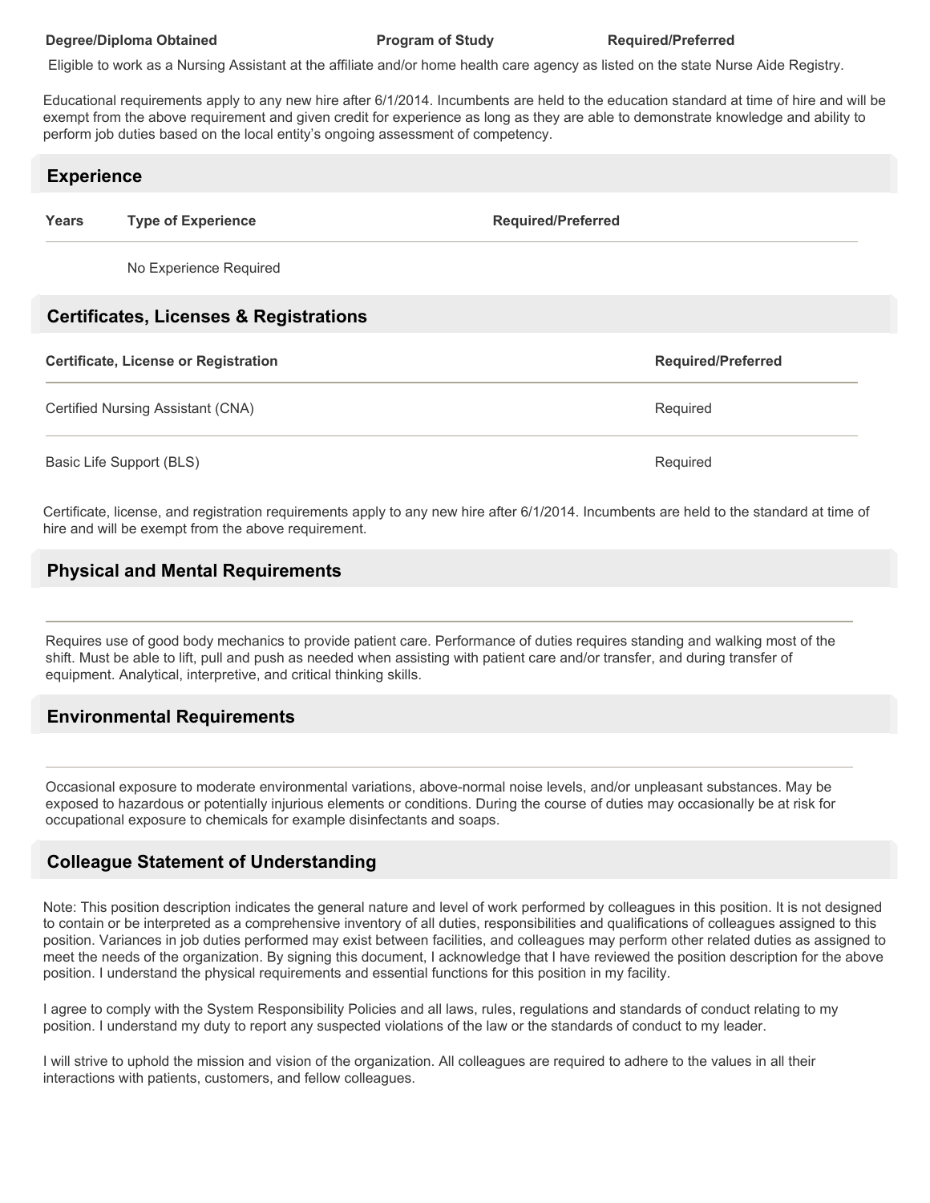| Degree/Diploma Obtained | Program of Study | Required/Preferred |
| --- | --- | --- |

Eligible to work as a Nursing Assistant at the affiliate and/or home health care agency as listed on the state Nurse Aide Registry.

Educational requirements apply to any new hire after 6/1/2014. Incumbents are held to the education standard at time of hire and will be exempt from the above requirement and given credit for experience as long as they are able to demonstrate knowledge and ability to perform job duties based on the local entity's ongoing assessment of competency.

## Experience

| Years | Type of Experience | Required/Preferred |
| --- | --- | --- |
| | No Experience Required | |

## Certificates, Licenses & Registrations

| Certificate, License or Registration | Required/Preferred |
| --- | --- |
| Certified Nursing Assistant (CNA) | Required |
| Basic Life Support (BLS) | Required |

Certificate, license, and registration requirements apply to any new hire after 6/1/2014. Incumbents are held to the standard at time of hire and will be exempt from the above requirement.

## Physical and Mental Requirements

Requires use of good body mechanics to provide patient care. Performance of duties requires standing and walking most of the shift. Must be able to lift, pull and push as needed when assisting with patient care and/or transfer, and during transfer of equipment. Analytical, interpretive, and critical thinking skills.

## Environmental Requirements

Occasional exposure to moderate environmental variations, above-normal noise levels, and/or unpleasant substances. May be exposed to hazardous or potentially injurious elements or conditions. During the course of duties may occasionally be at risk for occupational exposure to chemicals for example disinfectants and soaps.

## Colleague Statement of Understanding

Note: This position description indicates the general nature and level of work performed by colleagues in this position. It is not designed to contain or be interpreted as a comprehensive inventory of all duties, responsibilities and qualifications of colleagues assigned to this position. Variances in job duties performed may exist between facilities, and colleagues may perform other related duties as assigned to meet the needs of the organization. By signing this document, I acknowledge that I have reviewed the position description for the above position. I understand the physical requirements and essential functions for this position in my facility.

I agree to comply with the System Responsibility Policies and all laws, rules, regulations and standards of conduct relating to my position. I understand my duty to report any suspected violations of the law or the standards of conduct to my leader.

I will strive to uphold the mission and vision of the organization. All colleagues are required to adhere to the values in all their interactions with patients, customers, and fellow colleagues.